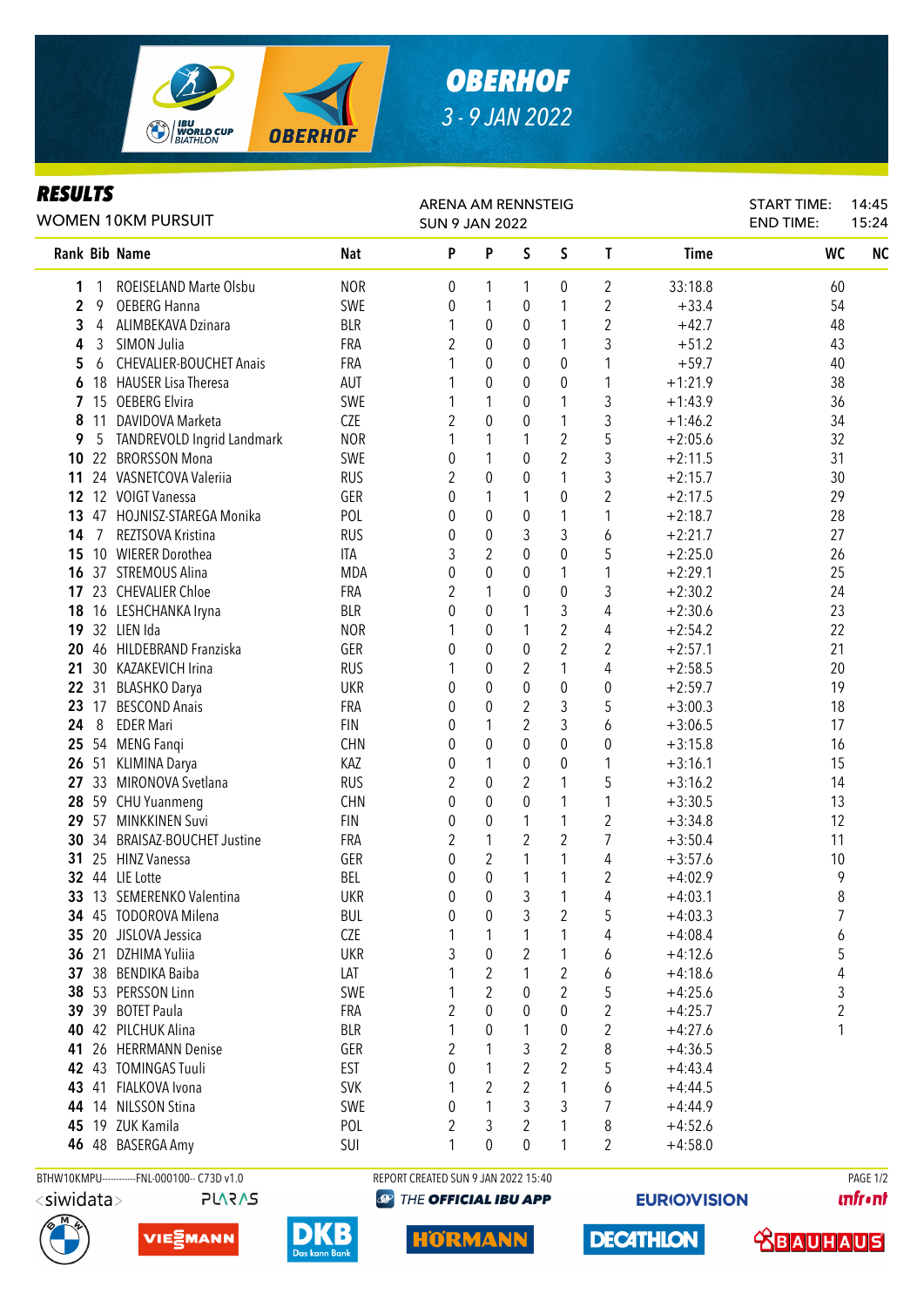# OBERHOF

3 - 9 JAN 2022

## RESULTS

WOMEN 10KM PURSUIT

ARENA AM RENNSTEIG
SUN 9 JAN 2022

START TIME: 14:45
END TIME: 15:24

| Rank | Bib | Name | Nat | P | P | S | S | T | Time | WC | NC |
|---|---|---|---|---|---|---|---|---|---|---|---|
| 1 | 1 | ROEISELAND Marte Olsbu | NOR | 0 | 1 | 1 | 0 | 2 | 33:18.8 | 60 | |
| 2 | 9 | OEBERG Hanna | SWE | 0 | 1 | 0 | 1 | 2 | +33.4 | 54 | |
| 3 | 4 | ALIMBEKAVA Dzinara | BLR | 1 | 0 | 0 | 1 | 2 | +42.7 | 48 | |
| 4 | 3 | SIMON Julia | FRA | 2 | 0 | 0 | 1 | 3 | +51.2 | 43 | |
| 5 | 6 | CHEVALIER-BOUCHET Anais | FRA | 1 | 0 | 0 | 0 | 1 | +59.7 | 40 | |
| 6 | 18 | HAUSER Lisa Theresa | AUT | 1 | 0 | 0 | 0 | 1 | +1:21.9 | 38 | |
| 7 | 15 | OEBERG Elvira | SWE | 1 | 1 | 0 | 1 | 3 | +1:43.9 | 36 | |
| 8 | 11 | DAVIDOVA Marketa | CZE | 2 | 0 | 0 | 1 | 3 | +1:46.2 | 34 | |
| 9 | 5 | TANDREVOLD Ingrid Landmark | NOR | 1 | 1 | 1 | 2 | 5 | +2:05.6 | 32 | |
| 10 | 22 | BRORSSON Mona | SWE | 0 | 1 | 0 | 2 | 3 | +2:11.5 | 31 | |
| 11 | 24 | VASNETCOVA Valeriia | RUS | 2 | 0 | 0 | 1 | 3 | +2:15.7 | 30 | |
| 12 | 12 | VOIGT Vanessa | GER | 0 | 1 | 1 | 0 | 2 | +2:17.5 | 29 | |
| 13 | 47 | HOJNISZ-STAREGA Monika | POL | 0 | 0 | 0 | 1 | 1 | +2:18.7 | 28 | |
| 14 | 7 | REZTSOVA Kristina | RUS | 0 | 0 | 3 | 3 | 6 | +2:21.7 | 27 | |
| 15 | 10 | WIERER Dorothea | ITA | 3 | 2 | 0 | 0 | 5 | +2:25.0 | 26 | |
| 16 | 37 | STREMOUS Alina | MDA | 0 | 0 | 0 | 1 | 1 | +2:29.1 | 25 | |
| 17 | 23 | CHEVALIER Chloe | FRA | 2 | 1 | 0 | 0 | 3 | +2:30.2 | 24 | |
| 18 | 16 | LESHCHANKA Iryna | BLR | 0 | 0 | 1 | 3 | 4 | +2:30.6 | 23 | |
| 19 | 32 | LIEN Ida | NOR | 1 | 0 | 1 | 2 | 4 | +2:54.2 | 22 | |
| 20 | 46 | HILDEBRAND Franziska | GER | 0 | 0 | 0 | 2 | 2 | +2:57.1 | 21 | |
| 21 | 30 | KAZAKEVICH Irina | RUS | 1 | 0 | 2 | 1 | 4 | +2:58.5 | 20 | |
| 22 | 31 | BLASHKO Darya | UKR | 0 | 0 | 0 | 0 | 0 | +2:59.7 | 19 | |
| 23 | 17 | BESCOND Anais | FRA | 0 | 0 | 2 | 3 | 5 | +3:00.3 | 18 | |
| 24 | 8 | EDER Mari | FIN | 0 | 1 | 2 | 3 | 6 | +3:06.5 | 17 | |
| 25 | 54 | MENG Fanqi | CHN | 0 | 0 | 0 | 0 | 0 | +3:15.8 | 16 | |
| 26 | 51 | KLIMINA Darya | KAZ | 0 | 1 | 0 | 0 | 1 | +3:16.1 | 15 | |
| 27 | 33 | MIRONOVA Svetlana | RUS | 2 | 0 | 2 | 1 | 5 | +3:16.2 | 14 | |
| 28 | 59 | CHU Yuanmeng | CHN | 0 | 0 | 0 | 1 | 1 | +3:30.5 | 13 | |
| 29 | 57 | MINKKINEN Suvi | FIN | 0 | 0 | 1 | 1 | 2 | +3:34.8 | 12 | |
| 30 | 34 | BRAISAZ-BOUCHET Justine | FRA | 2 | 1 | 2 | 2 | 7 | +3:50.4 | 11 | |
| 31 | 25 | HINZ Vanessa | GER | 0 | 2 | 1 | 1 | 4 | +3:57.6 | 10 | |
| 32 | 44 | LIE Lotte | BEL | 0 | 0 | 1 | 1 | 2 | +4:02.9 | 9 | |
| 33 | 13 | SEMERENKO Valentina | UKR | 0 | 0 | 3 | 1 | 4 | +4:03.1 | 8 | |
| 34 | 45 | TODOROVA Milena | BUL | 0 | 0 | 3 | 2 | 5 | +4:03.3 | 7 | |
| 35 | 20 | JISLOVA Jessica | CZE | 1 | 1 | 1 | 1 | 4 | +4:08.4 | 6 | |
| 36 | 21 | DZHIMA Yuliia | UKR | 3 | 0 | 2 | 1 | 6 | +4:12.6 | 5 | |
| 37 | 38 | BENDIKA Baiba | LAT | 1 | 2 | 1 | 2 | 6 | +4:18.6 | 4 | |
| 38 | 53 | PERSSON Linn | SWE | 1 | 2 | 0 | 2 | 5 | +4:25.6 | 3 | |
| 39 | 39 | BOTET Paula | FRA | 2 | 0 | 0 | 0 | 2 | +4:25.7 | 2 | |
| 40 | 42 | PILCHUK Alina | BLR | 1 | 0 | 1 | 0 | 2 | +4:27.6 | 1 | |
| 41 | 26 | HERRMANN Denise | GER | 2 | 1 | 3 | 2 | 8 | +4:36.5 | | |
| 42 | 43 | TOMINGAS Tuuli | EST | 0 | 1 | 2 | 2 | 5 | +4:43.4 | | |
| 43 | 41 | FIALKOVA Ivona | SVK | 1 | 2 | 2 | 1 | 6 | +4:44.5 | | |
| 44 | 14 | NILSSON Stina | SWE | 0 | 1 | 3 | 3 | 7 | +4:44.9 | | |
| 45 | 19 | ZUK Kamila | POL | 2 | 3 | 2 | 1 | 8 | +4:52.6 | | |
| 46 | 48 | BASERGA Amy | SUI | 1 | 0 | 0 | 1 | 2 | +4:58.0 | | |

BTHW10KMPU-----------FNL-000100-- C73D v1.0    REPORT CREATED SUN 9 JAN 2022 15:40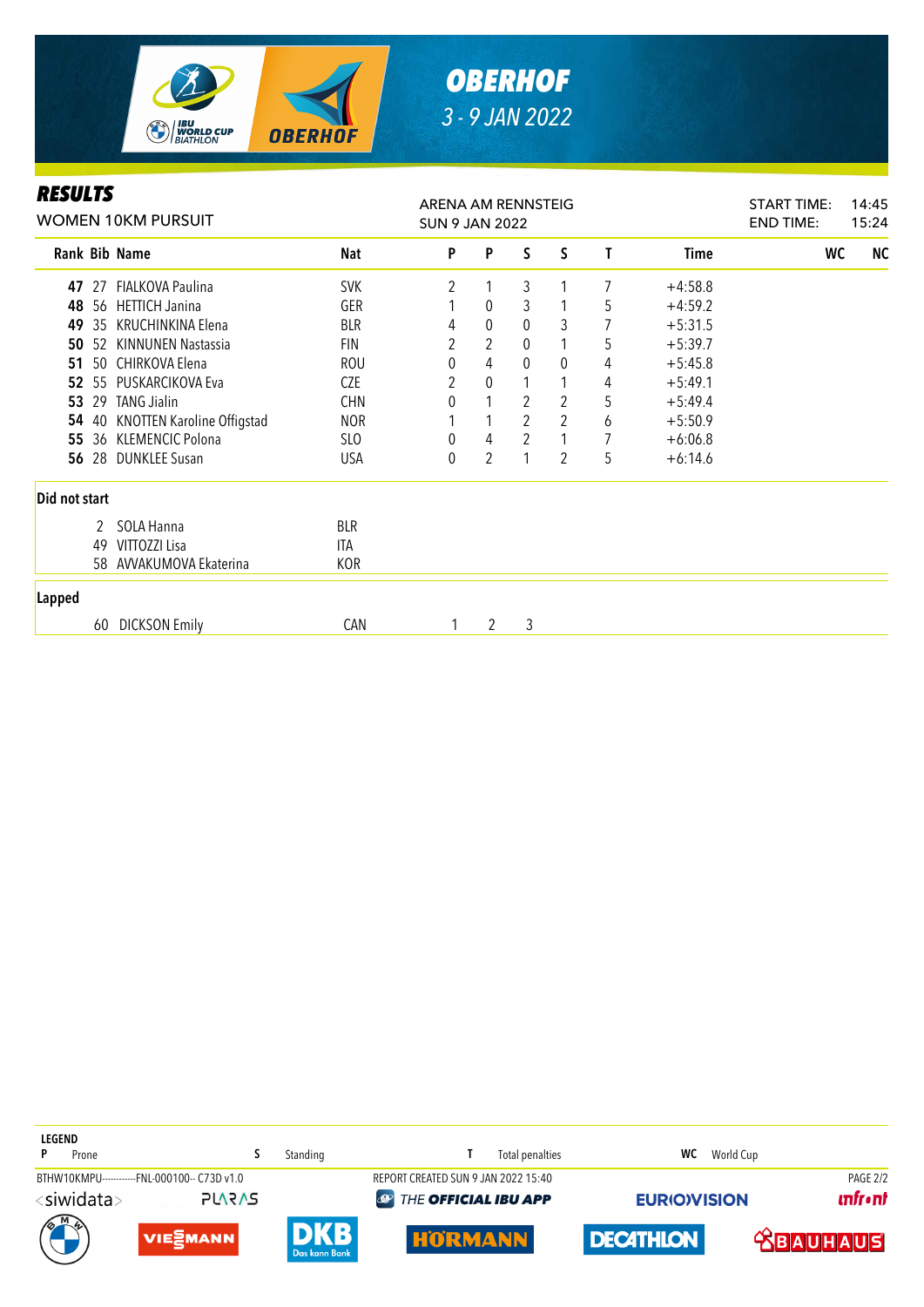# OBERHOF

3 - 9 JAN 2022

## RESULTS

WOMEN 10KM PURSUIT

ARENA AM RENNSTEIG
SUN 9 JAN 2022

START TIME: 14:45
END TIME: 15:24

| Rank | Bib | Name | Nat | P | P | S | S | T | Time | WC | NC |
|---|---|---|---|---|---|---|---|---|---|---|---|
| **47** | 27 | FIALKOVA Paulina | SVK | 2 | 1 | 3 | 1 | 7 | +4:58.8 | | |
| **48** | 56 | HETTICH Janina | GER | 1 | 0 | 3 | 1 | 5 | +4:59.2 | | |
| **49** | 35 | KRUCHINKINA Elena | BLR | 4 | 0 | 0 | 3 | 7 | +5:31.5 | | |
| **50** | 52 | KINNUNEN Nastassia | FIN | 2 | 2 | 0 | 1 | 5 | +5:39.7 | | |
| **51** | 50 | CHIRKOVA Elena | ROU | 0 | 4 | 0 | 0 | 4 | +5:45.8 | | |
| **52** | 55 | PUSKARCIKOVA Eva | CZE | 2 | 0 | 1 | 1 | 4 | +5:49.1 | | |
| **53** | 29 | TANG Jialin | CHN | 0 | 1 | 2 | 2 | 5 | +5:49.4 | | |
| **54** | 40 | KNOTTEN Karoline Offigstad | NOR | 1 | 1 | 2 | 2 | 6 | +5:50.9 | | |
| **55** | 36 | KLEMENCIC Polona | SLO | 0 | 4 | 2 | 1 | 7 | +6:06.8 | | |
| **56** | 28 | DUNKLEE Susan | USA | 0 | 2 | 1 | 2 | 5 | +6:14.6 | | |

### Did not start

| | Bib | Name | Nat |
|---|---|---|---|
| | 2 | SOLA Hanna | BLR |
| | 49 | VITTOZZI Lisa | ITA |
| | 58 | AVVAKUMOVA Ekaterina | KOR |

### Lapped

| | Bib | Name | Nat | P | P | S |
|---|---|---|---|---|---|---|
| | 60 | DICKSON Emily | CAN | 1 | 2 | 3 |

**LEGEND**

**P** Prone **S** Standing **T** Total penalties **WC** World Cup

BTHW10KMPU-----------FNL-000100-- C73D v1.0

REPORT CREATED SUN 9 JAN 2022 15:40